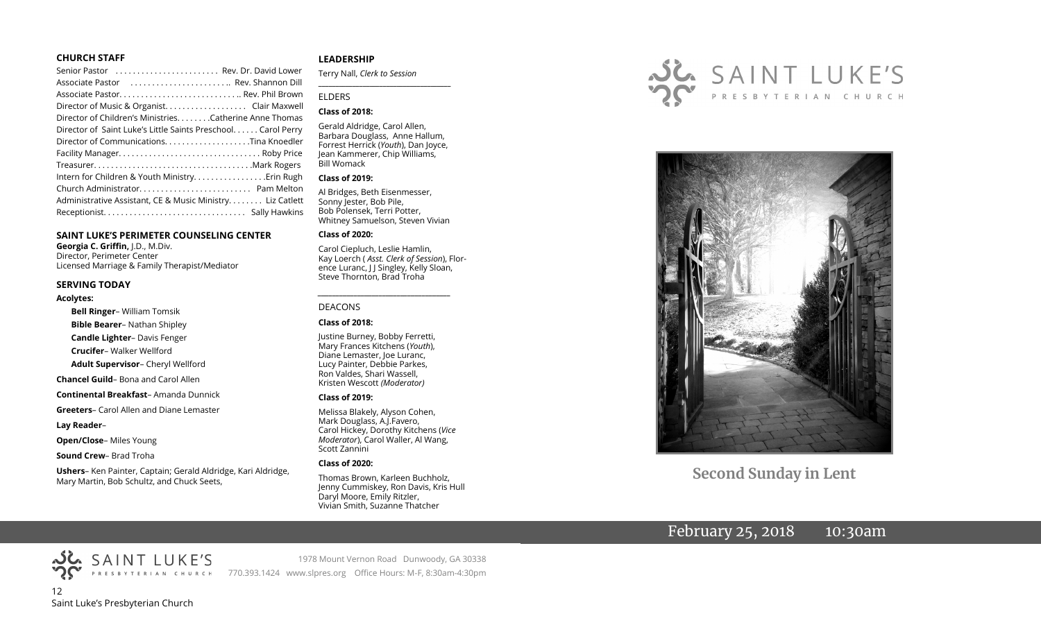## CHURCH STAFF

Senior Pastor ........................ Rev. Dr. David Lower
Associate Pastor ....................... Rev. Shannon Dill
Associate Pastor............................ Rev. Phil Brown
Director of Music & Organist.................. Clair Maxwell
Director of Children's Ministries........Catherine Anne Thomas
Director of Saint Luke's Little Saints Preschool...... Carol Perry
Director of Communications....................Tina Knoedler
Facility Manager................................ Roby Price
Treasurer....................................Mark Rogers
Intern for Children & Youth Ministry.................Erin Rugh
Church Administrator.......................... Pam Melton
Administrative Assistant, CE & Music Ministry........ Liz Catlett
Receptionist................................ Sally Hawkins

## SAINT LUKE'S PERIMETER COUNSELING CENTER

**Georgia C. Griffin,** J.D., M.Div.
Director, Perimeter Center
Licensed Marriage & Family Therapist/Mediator

## SERVING TODAY

**Acolytes:**

- **Bell Ringer**– William Tomsik
- **Bible Bearer**– Nathan Shipley
- **Candle Lighter**– Davis Fenger
- **Crucifer**– Walker Wellford
- **Adult Supervisor**– Cheryl Wellford

**Chancel Guild**– Bona and Carol Allen

**Continental Breakfast**– Amanda Dunnick

**Greeters**– Carol Allen and Diane Lemaster

**Lay Reader**–

**Open/Close**– Miles Young

**Sound Crew**– Brad Troha

**Ushers**– Ken Painter, Captain; Gerald Aldridge, Kari Aldridge, Mary Martin, Bob Schultz, and Chuck Seets,

## LEADERSHIP

Terry Nall, *Clerk to Session*

### ELDERS

**Class of 2018:**

Gerald Aldridge, Carol Allen, Barbara Douglass, Anne Hallum, Forrest Herrick (*Youth*), Dan Joyce, Jean Kammerer, Chip Williams, Bill Womack

**Class of 2019:**

Al Bridges, Beth Eisenmesser, Sonny Jester, Bob Pile, Bob Polensek, Terri Potter, Whitney Samuelson, Steven Vivian

**Class of 2020:**

Carol Ciepluch, Leslie Hamlin, Kay Loerch ( *Asst. Clerk of Session*), Florence Luranc, J J Singley, Kelly Sloan, Steve Thornton, Brad Troha

### DEACONS

**Class of 2018:**

Justine Burney, Bobby Ferretti, Mary Frances Kitchens (*Youth*), Diane Lemaster, Joe Luranc, Lucy Painter, Debbie Parkes, Ron Valdes, Shari Wassell, Kristen Wescott *(Moderator)*

**Class of 2019:**

Melissa Blakely, Alyson Cohen, Mark Douglass, A.J.Favero, Carol Hickey, Dorothy Kitchens (*Vice Moderator*), Carol Waller, Al Wang, Scott Zannini

**Class of 2020:**

Thomas Brown, Karleen Buchholz, Jenny Cummiskey, Ron Davis, Kris Hull Daryl Moore, Emily Ritzler, Vivian Smith, Suzanne Thatcher

SAINT LUKE'S PRESBYTERIAN CHURCH

1978 Mount Vernon Road Dunwoody, GA 30338
770.393.1424 www.slpres.org Office Hours: M-F, 8:30am-4:30pm

# SAINT LUKE'S PRESBYTERIAN CHURCH

## Second Sunday in Lent

February 25, 2018 10:30am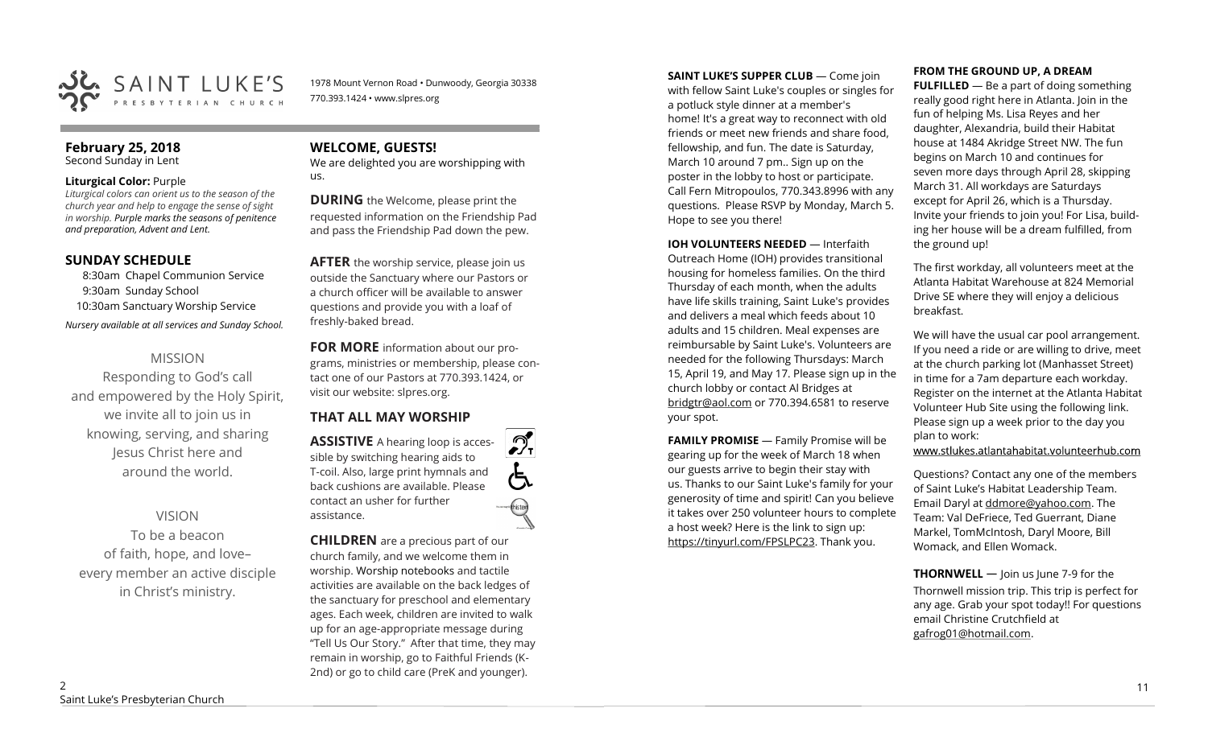SAINT LUKE'S PRESBYTERIAN CHURCH

1978 Mount Vernon Road • Dunwoody, Georgia 30338
770.393.1424 • www.slpres.org

**February 25, 2018**
Second Sunday in Lent

**Liturgical Color:** Purple
*Liturgical colors can orient us to the season of the church year and help to engage the sense of sight in worship. Purple marks the seasons of penitence and preparation, Advent and Lent.*

## SUNDAY SCHEDULE

8:30am Chapel Communion Service
9:30am Sunday School
10:30am Sanctuary Worship Service

*Nursery available at all services and Sunday School.*

MISSION
Responding to God's call and empowered by the Holy Spirit, we invite all to join us in knowing, serving, and sharing Jesus Christ here and around the world.

VISION
To be a beacon of faith, hope, and love– every member an active disciple in Christ's ministry.

## WELCOME, GUESTS!

We are delighted you are worshipping with us.

**DURING** the Welcome, please print the requested information on the Friendship Pad and pass the Friendship Pad down the pew.

**AFTER** the worship service, please join us outside the Sanctuary where our Pastors or a church officer will be available to answer questions and provide you with a loaf of freshly-baked bread.

**FOR MORE** information about our programs, ministries or membership, please contact one of our Pastors at 770.393.1424, or visit our website: slpres.org.

## THAT ALL MAY WORSHIP

**ASSISTIVE** A hearing loop is accessible by switching hearing aids to T-coil. Also, large print hymnals and back cushions are available. Please contact an usher for further assistance.

**CHILDREN** are a precious part of our church family, and we welcome them in worship. Worship notebooks and tactile activities are available on the back ledges of the sanctuary for preschool and elementary ages. Each week, children are invited to walk up for an age-appropriate message during "Tell Us Our Story." After that time, they may remain in worship, go to Faithful Friends (K-2nd) or go to child care (PreK and younger).

**SAINT LUKE'S SUPPER CLUB** — Come join with fellow Saint Luke's couples or singles for a potluck style dinner at a member's home! It's a great way to reconnect with old friends or meet new friends and share food, fellowship, and fun. The date is Saturday, March 10 around 7 pm.. Sign up on the poster in the lobby to host or participate. Call Fern Mitropoulos, 770.343.8996 with any questions. Please RSVP by Monday, March 5. Hope to see you there!

**IOH VOLUNTEERS NEEDED** — Interfaith Outreach Home (IOH) provides transitional housing for homeless families. On the third Thursday of each month, when the adults have life skills training, Saint Luke's provides and delivers a meal which feeds about 10 adults and 15 children. Meal expenses are reimbursable by Saint Luke's. Volunteers are needed for the following Thursdays: March 15, April 19, and May 17. Please sign up in the church lobby or contact Al Bridges at bridgtr@aol.com or 770.394.6581 to reserve your spot.

**FAMILY PROMISE** — Family Promise will be gearing up for the week of March 18 when our guests arrive to begin their stay with us. Thanks to our Saint Luke's family for your generosity of time and spirit! Can you believe it takes over 250 volunteer hours to complete a host week? Here is the link to sign up: https://tinyurl.com/FPSLPC23. Thank you.

**FROM THE GROUND UP, A DREAM FULFILLED** — Be a part of doing something really good right here in Atlanta. Join in the fun of helping Ms. Lisa Reyes and her daughter, Alexandria, build their Habitat house at 1484 Akridge Street NW. The fun begins on March 10 and continues for seven more days through April 28, skipping March 31. All workdays are Saturdays except for April 26, which is a Thursday. Invite your friends to join you! For Lisa, building her house will be a dream fulfilled, from the ground up!

The first workday, all volunteers meet at the Atlanta Habitat Warehouse at 824 Memorial Drive SE where they will enjoy a delicious breakfast.

We will have the usual car pool arrangement. If you need a ride or are willing to drive, meet at the church parking lot (Manhasset Street) in time for a 7am departure each workday. Register on the internet at the Atlanta Habitat Volunteer Hub Site using the following link. Please sign up a week prior to the day you plan to work:
www.stlukes.atlantahabitat.volunteerhub.com

Questions? Contact any one of the members of Saint Luke's Habitat Leadership Team. Email Daryl at ddmore@yahoo.com. The Team: Val DeFriece, Ted Guerrant, Diane Markel, TomMcIntosh, Daryl Moore, Bill Womack, and Ellen Womack.

**THORNWELL** — Join us June 7-9 for the Thornwell mission trip. This trip is perfect for any age. Grab your spot today!! For questions email Christine Crutchfield at gafrog01@hotmail.com.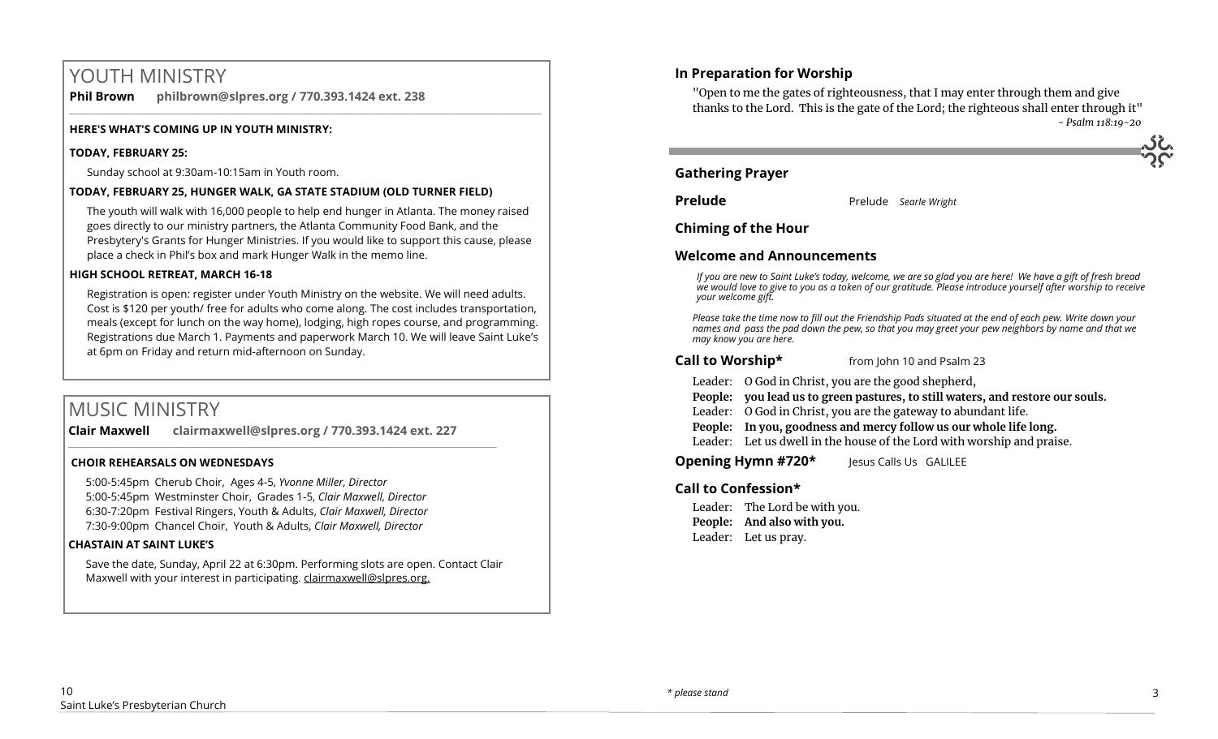# YOUTH MINISTRY

**Phil Brown** **philbrown@slpres.org / 770.393.1424 ext. 238**

**HERE'S WHAT'S COMING UP IN YOUTH MINISTRY:**

**TODAY, FEBRUARY 25:**

Sunday school at 9:30am-10:15am in Youth room.

**TODAY, FEBRUARY 25, HUNGER WALK, GA STATE STADIUM (OLD TURNER FIELD)**

The youth will walk with 16,000 people to help end hunger in Atlanta. The money raised goes directly to our ministry partners, the Atlanta Community Food Bank, and the Presbytery's Grants for Hunger Ministries. If you would like to support this cause, please place a check in Phil's box and mark Hunger Walk in the memo line.

**HIGH SCHOOL RETREAT, MARCH 16-18**

Registration is open: register under Youth Ministry on the website. We will need adults. Cost is $120 per youth/ free for adults who come along. The cost includes transportation, meals (except for lunch on the way home), lodging, high ropes course, and programming. Registrations due March 1. Payments and paperwork March 10. We will leave Saint Luke's at 6pm on Friday and return mid-afternoon on Sunday.

# MUSIC MINISTRY

**Clair Maxwell** **clairmaxwell@slpres.org / 770.393.1424 ext. 227**

**CHOIR REHEARSALS ON WEDNESDAYS**

5:00-5:45pm Cherub Choir, Ages 4-5, *Yvonne Miller, Director*
5:00-5:45pm Westminster Choir, Grades 1-5, *Clair Maxwell, Director*
6:30-7:20pm Festival Ringers, Youth & Adults, *Clair Maxwell, Director*
7:30-9:00pm Chancel Choir, Youth & Adults, *Clair Maxwell, Director*

**CHASTAIN AT SAINT LUKE'S**

Save the date, Sunday, April 22 at 6:30pm. Performing slots are open. Contact Clair Maxwell with your interest in participating. clairmaxwell@slpres.org.

## In Preparation for Worship

"Open to me the gates of righteousness, that I may enter through them and give thanks to the Lord. This is the gate of the Lord; the righteous shall enter through it"
*- Psalm 118:19-20*

## Gathering Prayer

**Prelude** Prelude *Searle Wright*

## Chiming of the Hour

## Welcome and Announcements

*If you are new to Saint Luke's today, welcome, we are so glad you are here! We have a gift of fresh bread we would love to give to you as a token of our gratitude. Please introduce yourself after worship to receive your welcome gift.*

*Please take the time now to fill out the Friendship Pads situated at the end of each pew. Write down your names and pass the pad down the pew, so that you may greet your pew neighbors by name and that we may know you are here.*

**Call to Worship*** from John 10 and Psalm 23

Leader: O God in Christ, you are the good shepherd,
**People: you lead us to green pastures, to still waters, and restore our souls.**
Leader: O God in Christ, you are the gateway to abundant life.
**People: In you, goodness and mercy follow us our whole life long.**
Leader: Let us dwell in the house of the Lord with worship and praise.

**Opening Hymn #720*** Jesus Calls Us GALILEE

## Call to Confession*

Leader: The Lord be with you.
**People: And also with you.**
Leader: Let us pray.

*\* please stand*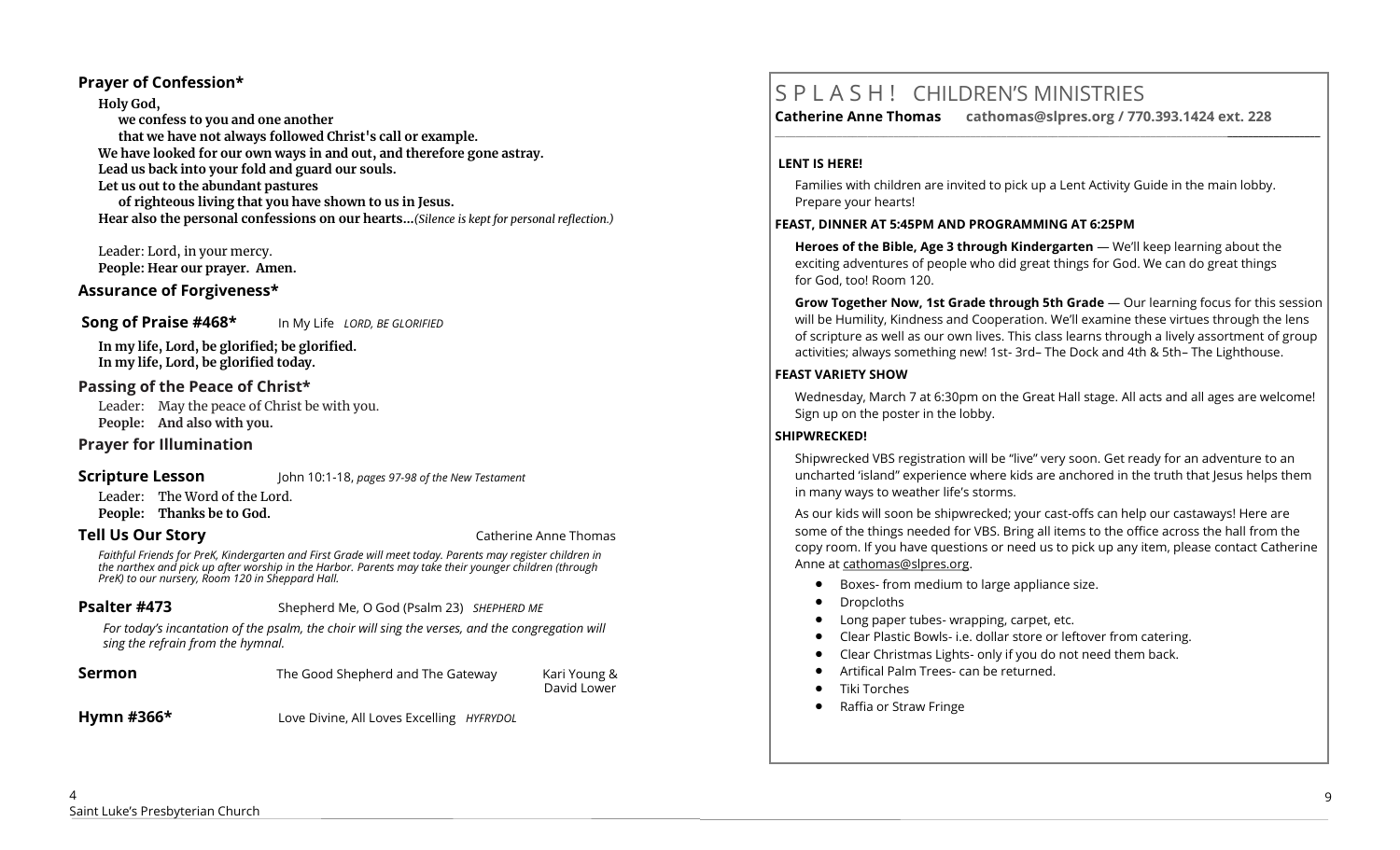## Prayer of Confession*

**Holy God,**
**we confess to you and one another**
**that we have not always followed Christ's call or example.**
**We have looked for our own ways in and out, and therefore gone astray.**
**Lead us back into your fold and guard our souls.**
**Let us out to the abundant pastures**
**of righteous living that you have shown to us in Jesus.**
**Hear also the personal confessions on our hearts…***(Silence is kept for personal reflection.)*

Leader: Lord, in your mercy.
**People: Hear our prayer. Amen.**

## Assurance of Forgiveness*

## Song of Praise #468*
In My Life *LORD, BE GLORIFIED*

**In my life, Lord, be glorified; be glorified.**
**In my life, Lord, be glorified today.**

## Passing of the Peace of Christ*

Leader: May the peace of Christ be with you.
**People: And also with you.**

## Prayer for Illumination

## Scripture Lesson
John 10:1-18, *pages 97-98 of the New Testament*

Leader: The Word of the Lord.
**People: Thanks be to God.**

## Tell Us Our Story
Catherine Anne Thomas

*Faithful Friends for PreK, Kindergarten and First Grade will meet today. Parents may register children in the narthex and pick up after worship in the Harbor. Parents may take their younger children (through PreK) to our nursery, Room 120 in Sheppard Hall.*

## Psalter #473
Shepherd Me, O God (Psalm 23) *SHEPHERD ME*

*For today's incantation of the psalm, the choir will sing the verses, and the congregation will sing the refrain from the hymnal.*

## Sermon
The Good Shepherd and The Gateway — Kari Young & David Lower

## Hymn #366*
Love Divine, All Loves Excelling *HYFRYDOL*

# S P L A S H ! CHILDREN'S MINISTRIES

**Catherine Anne Thomas cathomas@slpres.org / 770.393.1424 ext. 228**

**LENT IS HERE!**

Families with children are invited to pick up a Lent Activity Guide in the main lobby. Prepare your hearts!

**FEAST, DINNER AT 5:45PM AND PROGRAMMING AT 6:25PM**

**Heroes of the Bible, Age 3 through Kindergarten** — We'll keep learning about the exciting adventures of people who did great things for God. We can do great things for God, too! Room 120.

**Grow Together Now, 1st Grade through 5th Grade** — Our learning focus for this session will be Humility, Kindness and Cooperation. We'll examine these virtues through the lens of scripture as well as our own lives. This class learns through a lively assortment of group activities; always something new! 1st- 3rd– The Dock and 4th & 5th– The Lighthouse.

**FEAST VARIETY SHOW**

Wednesday, March 7 at 6:30pm on the Great Hall stage. All acts and all ages are welcome! Sign up on the poster in the lobby.

**SHIPWRECKED!**

Shipwrecked VBS registration will be "live" very soon. Get ready for an adventure to an uncharted 'island" experience where kids are anchored in the truth that Jesus helps them in many ways to weather life's storms.

As our kids will soon be shipwrecked; your cast-offs can help our castaways! Here are some of the things needed for VBS. Bring all items to the office across the hall from the copy room. If you have questions or need us to pick up any item, please contact Catherine Anne at cathomas@slpres.org.

- Boxes- from medium to large appliance size.
- Dropcloths
- Long paper tubes- wrapping, carpet, etc.
- Clear Plastic Bowls- i.e. dollar store or leftover from catering.
- Clear Christmas Lights- only if you do not need them back.
- Artifical Palm Trees- can be returned.
- Tiki Torches
- Raffia or Straw Fringe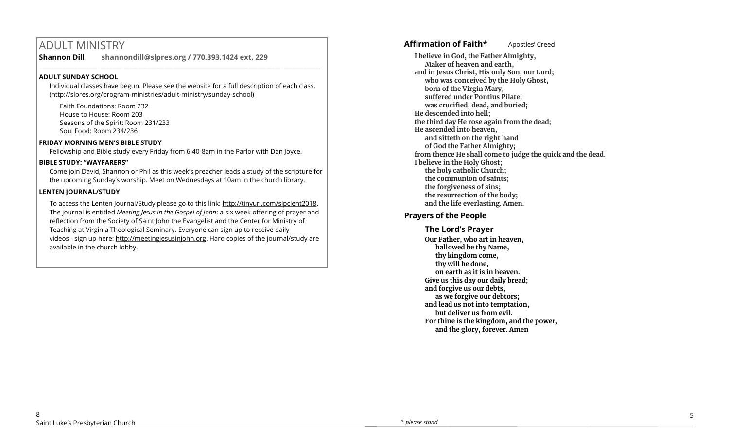## ADULT MINISTRY

**Shannon Dill** **shannondill@slpres.org / 770.393.1424 ext. 229**

---

**ADULT SUNDAY SCHOOL**

Individual classes have begun. Please see the website for a full description of each class. (http://slpres.org/program-ministries/adult-ministry/sunday-school)

Faith Foundations: Room 232
House to House: Room 203
Seasons of the Spirit: Room 231/233
Soul Food: Room 234/236

**FRIDAY MORNING MEN'S BIBLE STUDY**

Fellowship and Bible study every Friday from 6:40-8am in the Parlor with Dan Joyce.

**BIBLE STUDY: "WAYFARERS"**

Come join David, Shannon or Phil as this week's preacher leads a study of the scripture for the upcoming Sunday's worship. Meet on Wednesdays at 10am in the church library.

**LENTEN JOURNAL/STUDY**

To access the Lenten Journal/Study please go to this link: http://tinyurl.com/slpclent2018. The journal is entitled *Meeting Jesus in the Gospel of John*; a six week offering of prayer and reflection from the Society of Saint John the Evangelist and the Center for Ministry of Teaching at Virginia Theological Seminary. Everyone can sign up to receive daily videos - sign up here: http://meetingjesusinjohn.org. Hard copies of the journal/study are available in the church lobby.

**Affirmation of Faith*** Apostles' Creed

**I believe in God, the Father Almighty,
Maker of heaven and earth,
and in Jesus Christ, His only Son, our Lord;
who was conceived by the Holy Ghost,
born of the Virgin Mary,
suffered under Pontius Pilate;
was crucified, dead, and buried;
He descended into hell;
the third day He rose again from the dead;
He ascended into heaven,
and sitteth on the right hand
of God the Father Almighty;
from thence He shall come to judge the quick and the dead.
I believe in the Holy Ghost;
the holy catholic Church;
the communion of saints;
the forgiveness of sins;
the resurrection of the body;
and the life everlasting. Amen.**

**Prayers of the People**

**The Lord's Prayer**

**Our Father, who art in heaven,
hallowed be thy Name,
thy kingdom come,
thy will be done,
on earth as it is in heaven.
Give us this day our daily bread;
and forgive us our debts,
as we forgive our debtors;
and lead us not into temptation,
but deliver us from evil.
For thine is the kingdom, and the power,
and the glory, forever. Amen**

*\* please stand*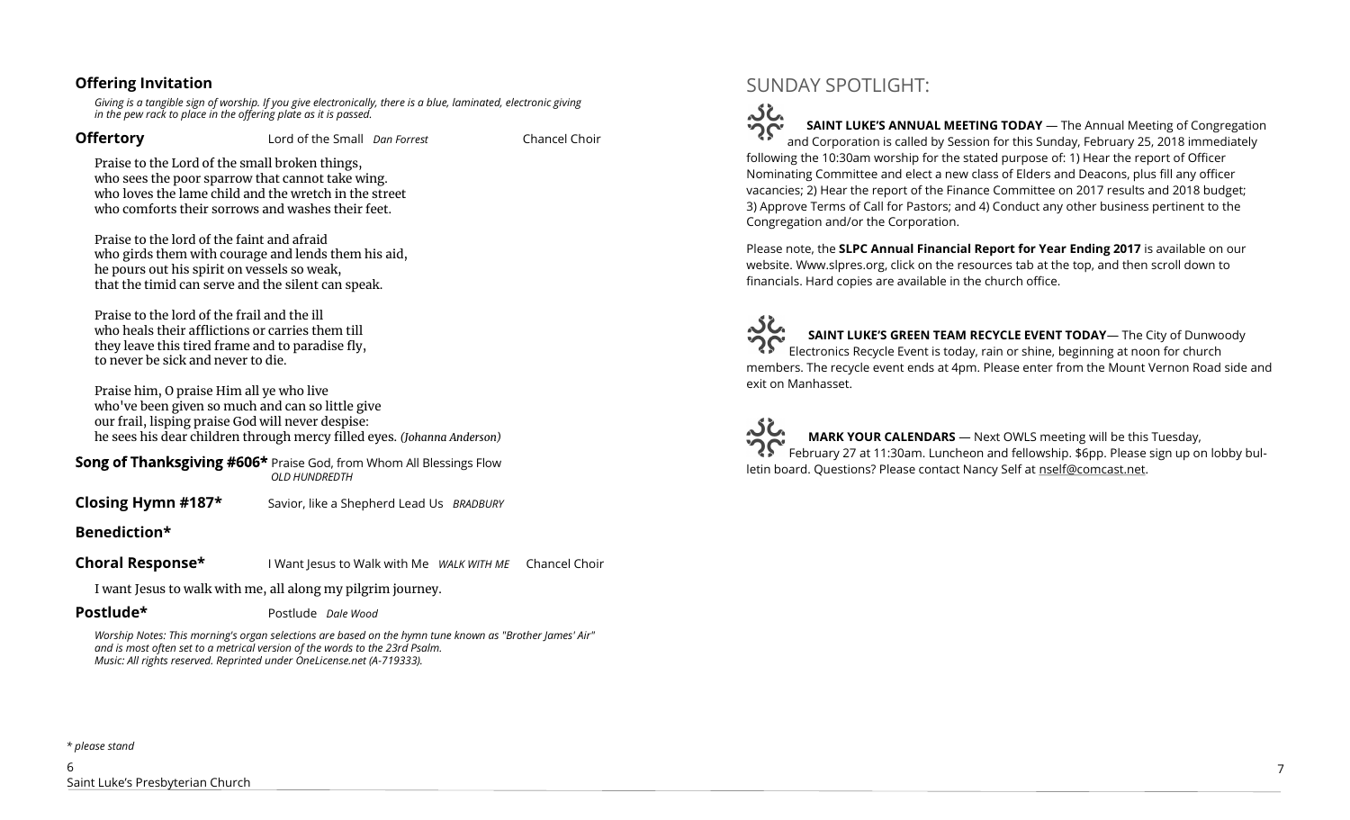### Offering Invitation

*Giving is a tangible sign of worship. If you give electronically, there is a blue, laminated, electronic giving in the pew rack to place in the offering plate as it is passed.*

**Offertory** Lord of the Small *Dan Forrest* Chancel Choir

Praise to the Lord of the small broken things,
who sees the poor sparrow that cannot take wing.
who loves the lame child and the wretch in the street
who comforts their sorrows and washes their feet.

Praise to the lord of the faint and afraid
who girds them with courage and lends them his aid,
he pours out his spirit on vessels so weak,
that the timid can serve and the silent can speak.

Praise to the lord of the frail and the ill
who heals their afflictions or carries them till
they leave this tired frame and to paradise fly,
to never be sick and never to die.

Praise him, O praise Him all ye who live
who've been given so much and can so little give
our frail, lisping praise God will never despise:
he sees his dear children through mercy filled eyes. *(Johanna Anderson)*

**Song of Thanksgiving #606*** Praise God, from Whom All Blessings Flow *OLD HUNDREDTH*

**Closing Hymn #187*** Savior, like a Shepherd Lead Us *BRADBURY*

**Benediction***

**Choral Response*** I Want Jesus to Walk with Me *WALK WITH ME* Chancel Choir

I want Jesus to walk with me, all along my pilgrim journey.

**Postlude*** Postlude *Dale Wood*

*Worship Notes: This morning's organ selections are based on the hymn tune known as "Brother James' Air" and is most often set to a metrical version of the words to the 23rd Psalm.*
*Music: All rights reserved. Reprinted under OneLicense.net (A-719333).*

*\* please stand*

## SUNDAY SPOTLIGHT:

**SAINT LUKE'S ANNUAL MEETING TODAY** — The Annual Meeting of Congregation and Corporation is called by Session for this Sunday, February 25, 2018 immediately following the 10:30am worship for the stated purpose of: 1) Hear the report of Officer Nominating Committee and elect a new class of Elders and Deacons, plus fill any officer vacancies; 2) Hear the report of the Finance Committee on 2017 results and 2018 budget; 3) Approve Terms of Call for Pastors; and 4) Conduct any other business pertinent to the Congregation and/or the Corporation.

Please note, the **SLPC Annual Financial Report for Year Ending 2017** is available on our website. Www.slpres.org, click on the resources tab at the top, and then scroll down to financials. Hard copies are available in the church office.

**SAINT LUKE'S GREEN TEAM RECYCLE EVENT TODAY**— The City of Dunwoody Electronics Recycle Event is today, rain or shine, beginning at noon for church members. The recycle event ends at 4pm. Please enter from the Mount Vernon Road side and exit on Manhasset.

**MARK YOUR CALENDARS** — Next OWLS meeting will be this Tuesday, February 27 at 11:30am. Luncheon and fellowship. $6pp. Please sign up on lobby bulletin board. Questions? Please contact Nancy Self at nself@comcast.net.